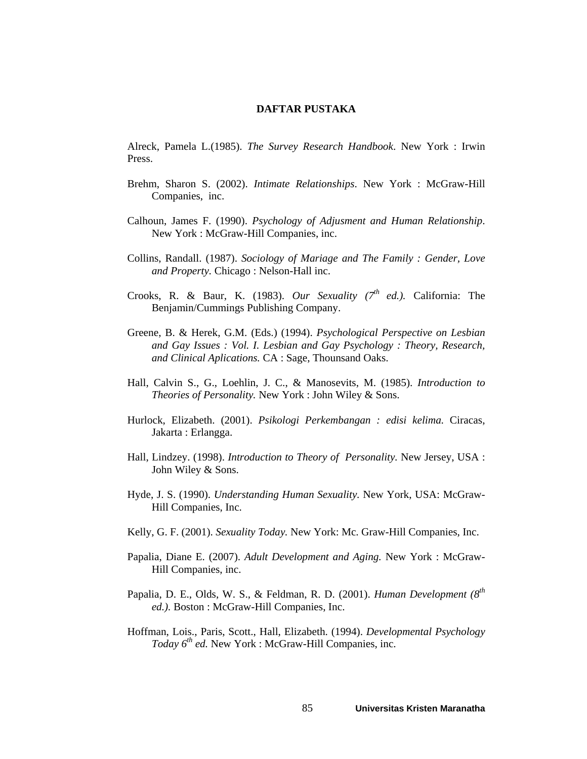# DAFTAR PUSTAKA

Alreck, Pamela L.(1985). *The Survey Research Handbook*. New York : Irwin Press.

Brehm, Sharon S. (2002). *Intimate Relationships*. New York : McGraw-Hill Companies, inc.

Calhoun, James F. (1990). *Psychology of Adjusment and Human Relationship*. New York : McGraw-Hill Companies, inc.

Collins, Randall. (1987). *Sociology of Mariage and The Family : Gender, Love and Property.* Chicago : Nelson-Hall inc.

Crooks, R. & Baur, K. (1983). *Our Sexuality (7th ed.).* California: The Benjamin/Cummings Publishing Company.

Greene, B. & Herek, G.M. (Eds.) (1994). *Psychological Perspective on Lesbian and Gay Issues : Vol. I. Lesbian and Gay Psychology : Theory, Research, and Clinical Aplications.* CA : Sage, Thounsand Oaks.

Hall, Calvin S., G., Loehlin, J. C., & Manosevits, M. (1985). *Introduction to Theories of Personality.* New York : John Wiley & Sons.

Hurlock, Elizabeth. (2001). *Psikologi Perkembangan : edisi kelima.* Ciracas, Jakarta : Erlangga.

Hall, Lindzey. (1998). *Introduction to Theory of Personality.* New Jersey, USA : John Wiley & Sons.

Hyde, J. S. (1990). *Understanding Human Sexuality.* New York, USA: McGraw-Hill Companies, Inc.

Kelly, G. F. (2001). *Sexuality Today.* New York: Mc. Graw-Hill Companies, Inc.

Papalia, Diane E. (2007). *Adult Development and Aging.* New York : McGraw-Hill Companies, inc.

Papalia, D. E., Olds, W. S., & Feldman, R. D. (2001). *Human Development (8th ed.).* Boston : McGraw-Hill Companies, Inc.

Hoffman, Lois., Paris, Scott., Hall, Elizabeth. (1994). *Developmental Psychology Today 6th ed.* New York : McGraw-Hill Companies, inc.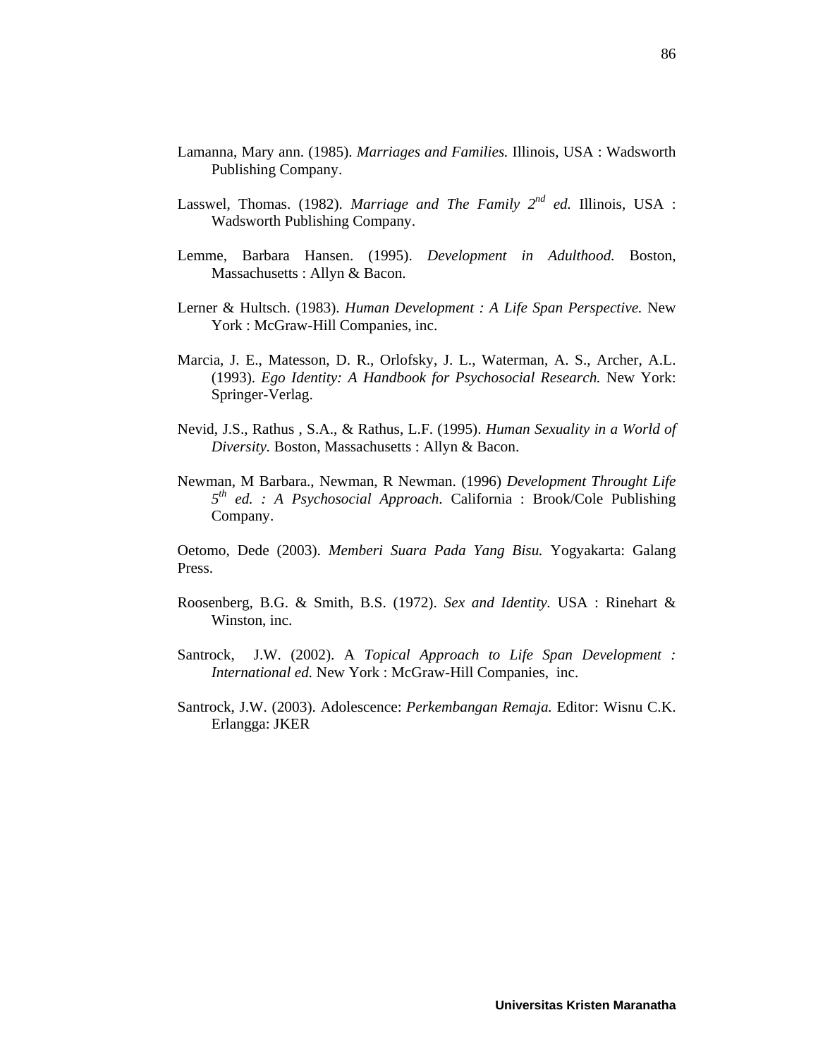Lamanna, Mary ann. (1985). *Marriages and Families.* Illinois, USA : Wadsworth Publishing Company.

Lasswel, Thomas. (1982). *Marriage and The Family 2nd ed.* Illinois, USA : Wadsworth Publishing Company.

Lemme, Barbara Hansen. (1995). *Development in Adulthood.* Boston, Massachusetts : Allyn & Bacon.

Lerner & Hultsch. (1983). *Human Development : A Life Span Perspective.* New York : McGraw-Hill Companies, inc.

Marcia, J. E., Matesson, D. R., Orlofsky, J. L., Waterman, A. S., Archer, A.L. (1993). *Ego Identity: A Handbook for Psychosocial Research.* New York: Springer-Verlag.

Nevid, J.S., Rathus , S.A., & Rathus, L.F. (1995). *Human Sexuality in a World of Diversity.* Boston, Massachusetts : Allyn & Bacon.

Newman, M Barbara., Newman, R Newman. (1996) *Development Throught Life 5th ed. : A Psychosocial Approach*. California : Brook/Cole Publishing Company.

Oetomo, Dede (2003). *Memberi Suara Pada Yang Bisu.* Yogyakarta: Galang Press.

Roosenberg, B.G. & Smith, B.S. (1972). *Sex and Identity*. USA : Rinehart & Winston, inc.

Santrock, J.W. (2002). A *Topical Approach to Life Span Development : International ed.* New York : McGraw-Hill Companies, inc.

Santrock, J.W. (2003). Adolescence: *Perkembangan Remaja.* Editor: Wisnu C.K. Erlangga: JKER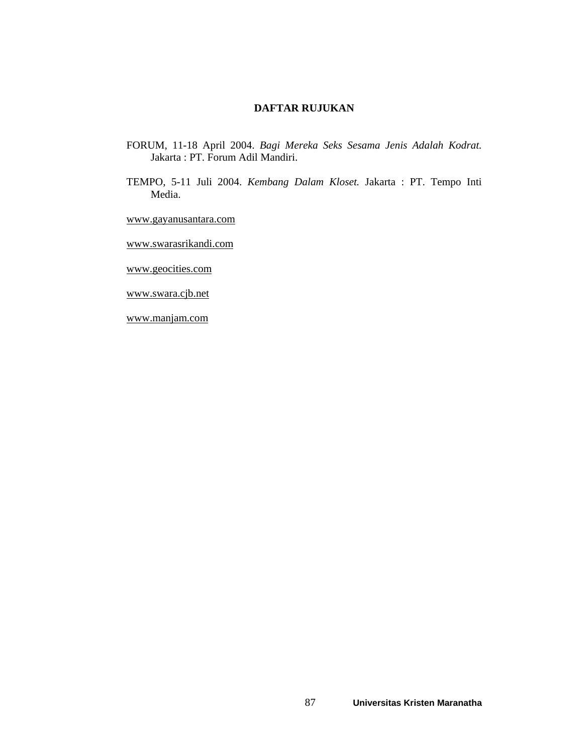# DAFTAR RUJUKAN

FORUM, 11-18 April 2004. *Bagi Mereka Seks Sesama Jenis Adalah Kodrat*. Jakarta : PT. Forum Adil Mandiri.

TEMPO, 5-11 Juli 2004. *Kembang Dalam Kloset.* Jakarta : PT. Tempo Inti Media.

www.gayanusantara.com

www.swarasrikandi.com

www.geocities.com

www.swara.cjb.net

www.manjam.com